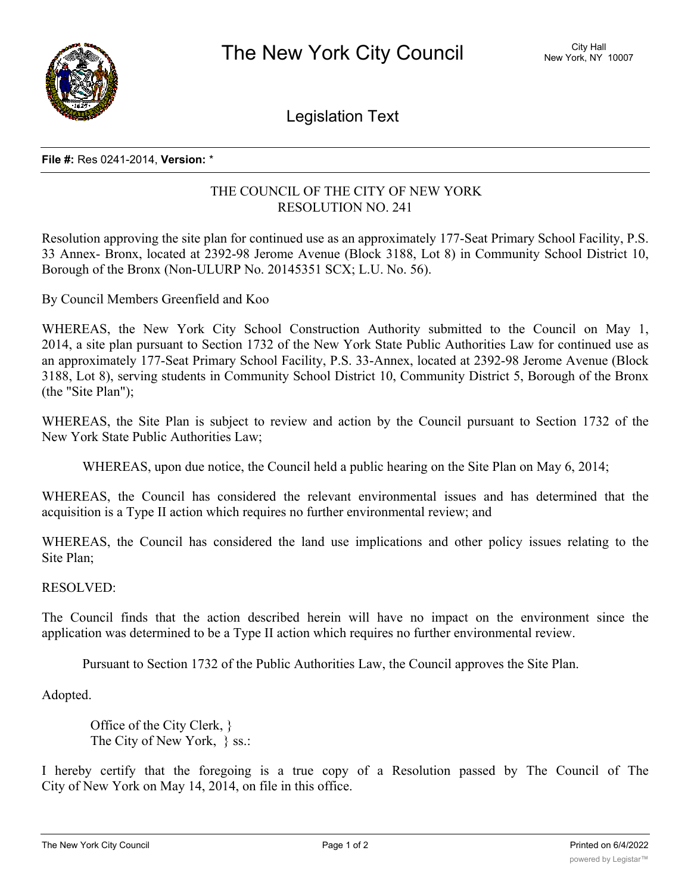# The New York City Council

City Hall
New York, NY 10007

## Legislation Text

**File #:** Res 0241-2014, **Version:** *

THE COUNCIL OF THE CITY OF NEW YORK
RESOLUTION NO. 241

Resolution approving the site plan for continued use as an approximately 177-Seat Primary School Facility, P.S. 33 Annex- Bronx, located at 2392-98 Jerome Avenue (Block 3188, Lot 8) in Community School District 10, Borough of the Bronx (Non-ULURP No. 20145351 SCX; L.U. No. 56).

By Council Members Greenfield and Koo

WHEREAS, the New York City School Construction Authority submitted to the Council on May 1, 2014, a site plan pursuant to Section 1732 of the New York State Public Authorities Law for continued use as an approximately 177-Seat Primary School Facility, P.S. 33-Annex, located at 2392-98 Jerome Avenue (Block 3188, Lot 8), serving students in Community School District 10, Community District 5, Borough of the Bronx (the "Site Plan");

WHEREAS, the Site Plan is subject to review and action by the Council pursuant to Section 1732 of the New York State Public Authorities Law;

WHEREAS, upon due notice, the Council held a public hearing on the Site Plan on May 6, 2014;

WHEREAS, the Council has considered the relevant environmental issues and has determined that the acquisition is a Type II action which requires no further environmental review; and

WHEREAS, the Council has considered the land use implications and other policy issues relating to the Site Plan;

RESOLVED:

The Council finds that the action described herein will have no impact on the environment since the application was determined to be a Type II action which requires no further environmental review.

Pursuant to Section 1732 of the Public Authorities Law, the Council approves the Site Plan.

Adopted.

Office of the City Clerk, }
The City of New York, } ss.:

I hereby certify that the foregoing is a true copy of a Resolution passed by The Council of The City of New York on May 14, 2014, on file in this office.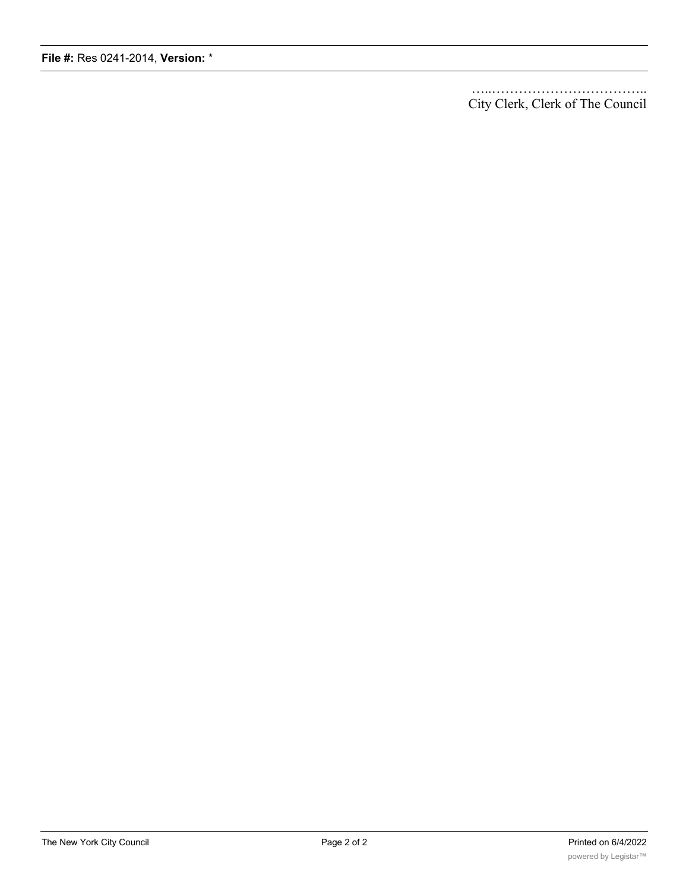…..……………………………..
City Clerk, Clerk of The Council